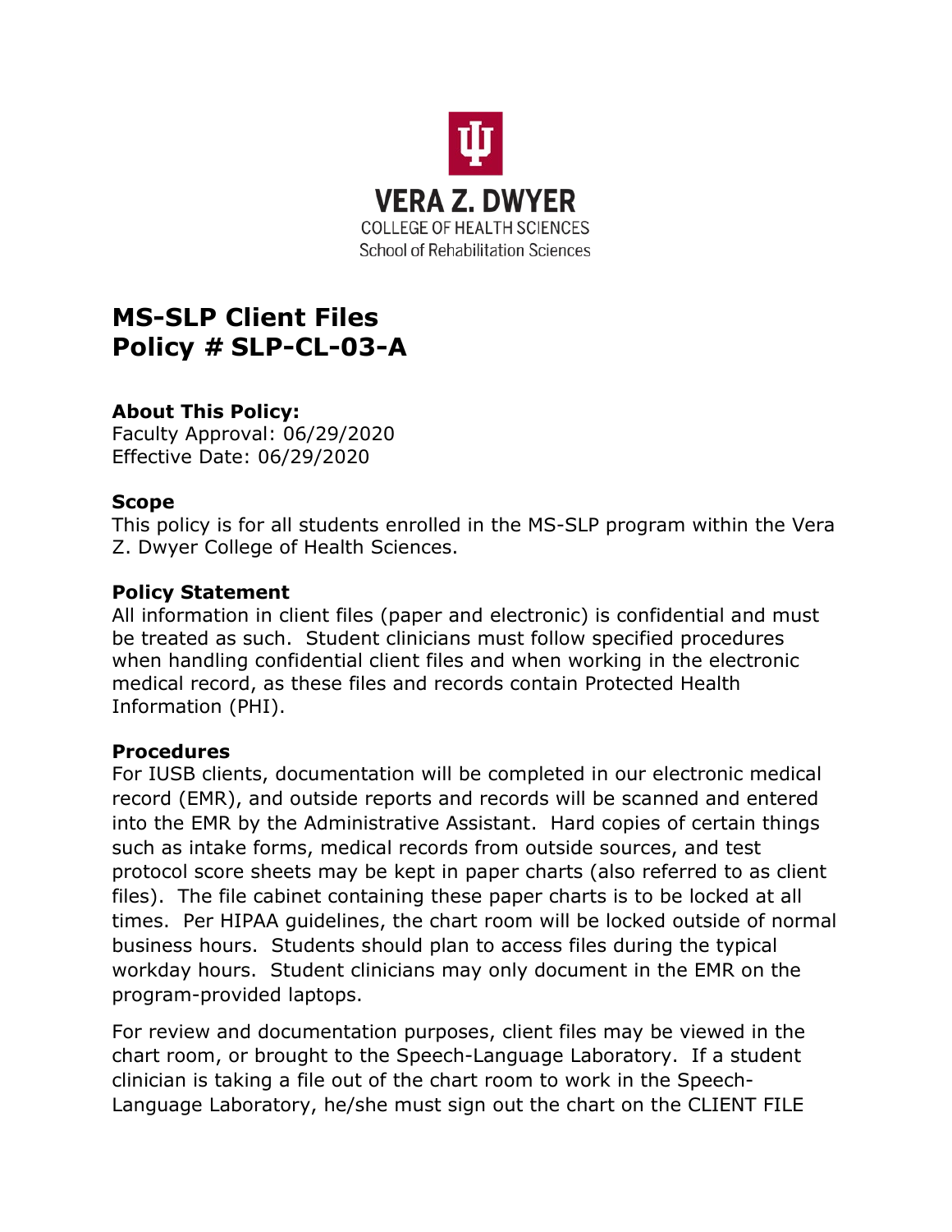VERA Z. DWYER
COLLEGE OF HEALTH SCIENCES
School of Rehabilitation Sciences

# MS-SLP Client Files
# Policy # SLP-CL-03-A

### About This Policy:

Faculty Approval: 06/29/2020
Effective Date: 06/29/2020

### Scope

This policy is for all students enrolled in the MS-SLP program within the Vera Z. Dwyer College of Health Sciences.

### Policy Statement

All information in client files (paper and electronic) is confidential and must be treated as such. Student clinicians must follow specified procedures when handling confidential client files and when working in the electronic medical record, as these files and records contain Protected Health Information (PHI).

### Procedures

For IUSB clients, documentation will be completed in our electronic medical record (EMR), and outside reports and records will be scanned and entered into the EMR by the Administrative Assistant. Hard copies of certain things such as intake forms, medical records from outside sources, and test protocol score sheets may be kept in paper charts (also referred to as client files). The file cabinet containing these paper charts is to be locked at all times. Per HIPAA guidelines, the chart room will be locked outside of normal business hours. Students should plan to access files during the typical workday hours. Student clinicians may only document in the EMR on the program-provided laptops.

For review and documentation purposes, client files may be viewed in the chart room, or brought to the Speech-Language Laboratory. If a student clinician is taking a file out of the chart room to work in the Speech-Language Laboratory, he/she must sign out the chart on the CLIENT FILE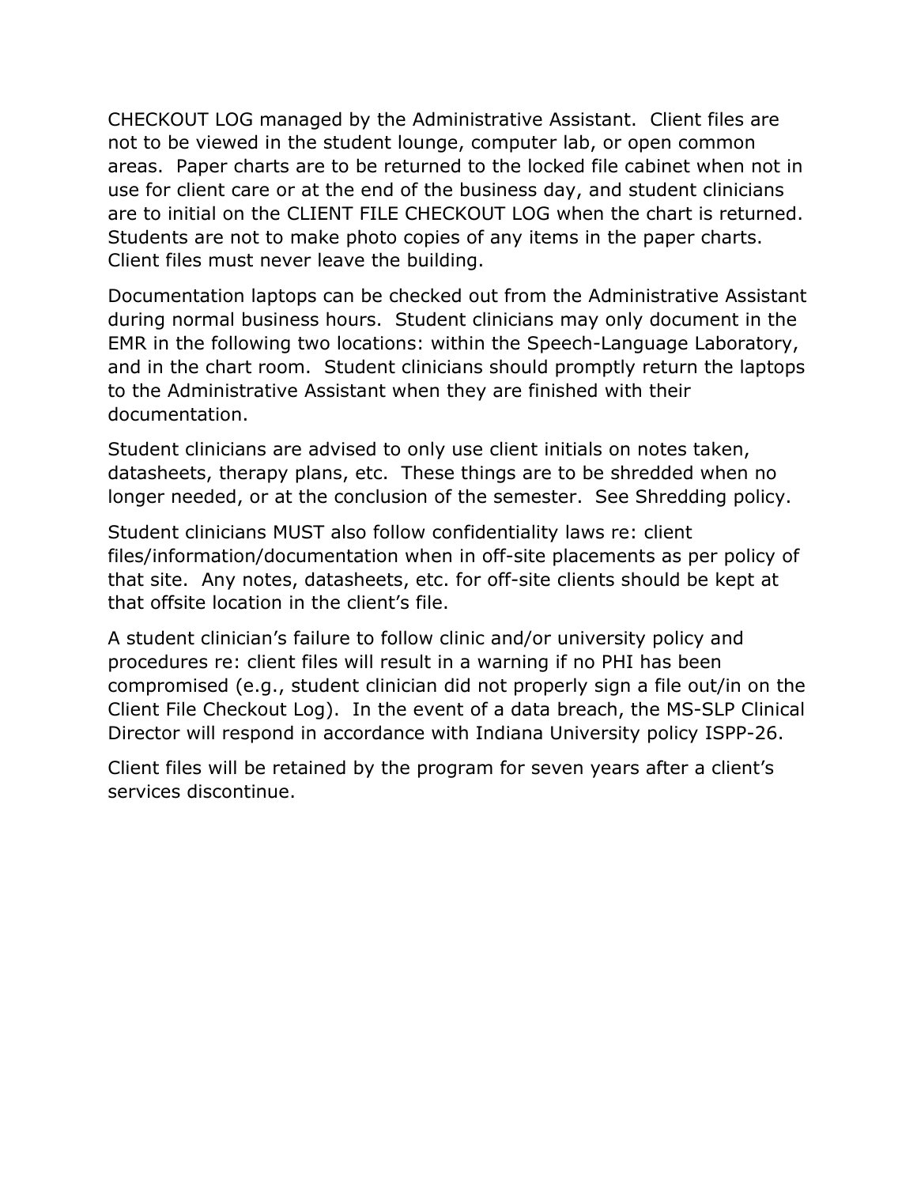CHECKOUT LOG managed by the Administrative Assistant. Client files are not to be viewed in the student lounge, computer lab, or open common areas. Paper charts are to be returned to the locked file cabinet when not in use for client care or at the end of the business day, and student clinicians are to initial on the CLIENT FILE CHECKOUT LOG when the chart is returned. Students are not to make photo copies of any items in the paper charts. Client files must never leave the building.

Documentation laptops can be checked out from the Administrative Assistant during normal business hours. Student clinicians may only document in the EMR in the following two locations: within the Speech-Language Laboratory, and in the chart room. Student clinicians should promptly return the laptops to the Administrative Assistant when they are finished with their documentation.

Student clinicians are advised to only use client initials on notes taken, datasheets, therapy plans, etc. These things are to be shredded when no longer needed, or at the conclusion of the semester. See Shredding policy.

Student clinicians MUST also follow confidentiality laws re: client files/information/documentation when in off-site placements as per policy of that site. Any notes, datasheets, etc. for off-site clients should be kept at that offsite location in the client's file.

A student clinician's failure to follow clinic and/or university policy and procedures re: client files will result in a warning if no PHI has been compromised (e.g., student clinician did not properly sign a file out/in on the Client File Checkout Log). In the event of a data breach, the MS-SLP Clinical Director will respond in accordance with Indiana University policy ISPP-26.

Client files will be retained by the program for seven years after a client's services discontinue.